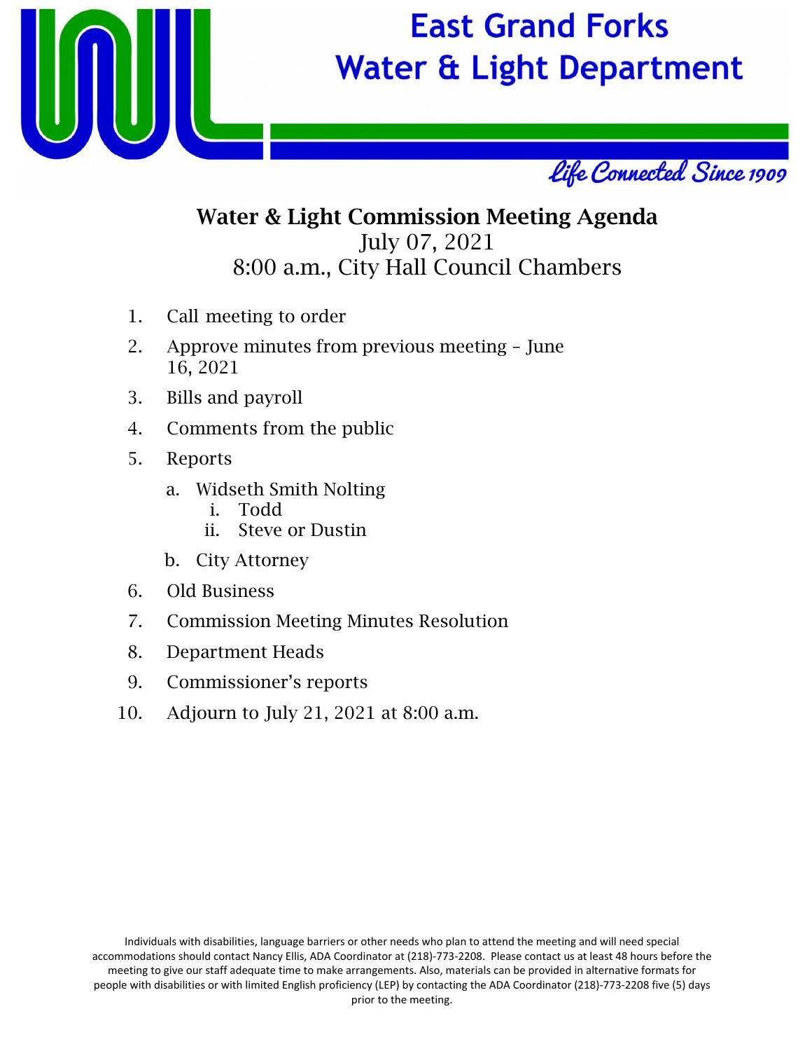# East Grand Forks Water & Light Department

*Life Connected Since 1909*

## Water & Light Commission Meeting Agenda

July 07, 2021

8:00 a.m., City Hall Council Chambers

1. Call meeting to order
2. Approve minutes from previous meeting – June 16, 2021
3. Bills and payroll
4. Comments from the public
5. Reports
    a. Widseth Smith Nolting
        i. Todd
        ii. Steve or Dustin
    b. City Attorney
6. Old Business
7. Commission Meeting Minutes Resolution
8. Department Heads
9. Commissioner's reports
10. Adjourn to July 21, 2021 at 8:00 a.m.

Individuals with disabilities, language barriers or other needs who plan to attend the meeting and will need special accommodations should contact Nancy Ellis, ADA Coordinator at (218)-773-2208. Please contact us at least 48 hours before the meeting to give our staff adequate time to make arrangements. Also, materials can be provided in alternative formats for people with disabilities or with limited English proficiency (LEP) by contacting the ADA Coordinator (218)-773-2208 five (5) days prior to the meeting.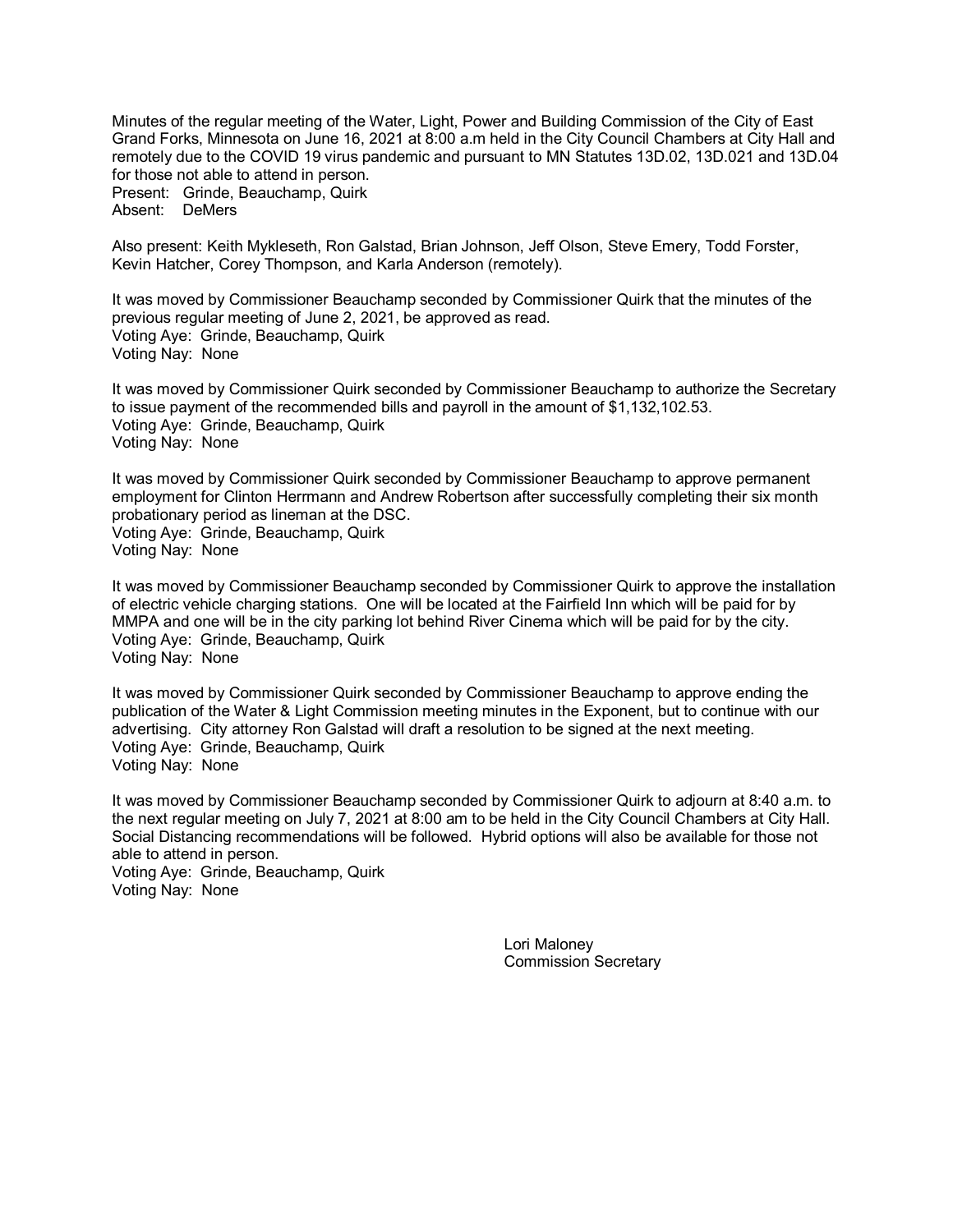Minutes of the regular meeting of the Water, Light, Power and Building Commission of the City of East Grand Forks, Minnesota on June 16, 2021 at 8:00 a.m held in the City Council Chambers at City Hall and remotely due to the COVID 19 virus pandemic and pursuant to MN Statutes 13D.02, 13D.021 and 13D.04 for those not able to attend in person.

Present: Grinde, Beauchamp, Quirk
Absent: DeMers

Also present: Keith Mykleseth, Ron Galstad, Brian Johnson, Jeff Olson, Steve Emery, Todd Forster, Kevin Hatcher, Corey Thompson, and Karla Anderson (remotely).

It was moved by Commissioner Beauchamp seconded by Commissioner Quirk that the minutes of the previous regular meeting of June 2, 2021, be approved as read.
Voting Aye: Grinde, Beauchamp, Quirk
Voting Nay: None

It was moved by Commissioner Quirk seconded by Commissioner Beauchamp to authorize the Secretary to issue payment of the recommended bills and payroll in the amount of $1,132,102.53.
Voting Aye: Grinde, Beauchamp, Quirk
Voting Nay: None

It was moved by Commissioner Quirk seconded by Commissioner Beauchamp to approve permanent employment for Clinton Herrmann and Andrew Robertson after successfully completing their six month probationary period as lineman at the DSC.
Voting Aye: Grinde, Beauchamp, Quirk
Voting Nay: None

It was moved by Commissioner Beauchamp seconded by Commissioner Quirk to approve the installation of electric vehicle charging stations. One will be located at the Fairfield Inn which will be paid for by MMPA and one will be in the city parking lot behind River Cinema which will be paid for by the city.
Voting Aye: Grinde, Beauchamp, Quirk
Voting Nay: None

It was moved by Commissioner Quirk seconded by Commissioner Beauchamp to approve ending the publication of the Water & Light Commission meeting minutes in the Exponent, but to continue with our advertising. City attorney Ron Galstad will draft a resolution to be signed at the next meeting.
Voting Aye: Grinde, Beauchamp, Quirk
Voting Nay: None

It was moved by Commissioner Beauchamp seconded by Commissioner Quirk to adjourn at 8:40 a.m. to the next regular meeting on July 7, 2021 at 8:00 am to be held in the City Council Chambers at City Hall. Social Distancing recommendations will be followed. Hybrid options will also be available for those not able to attend in person.
Voting Aye: Grinde, Beauchamp, Quirk
Voting Nay: None

Lori Maloney
Commission Secretary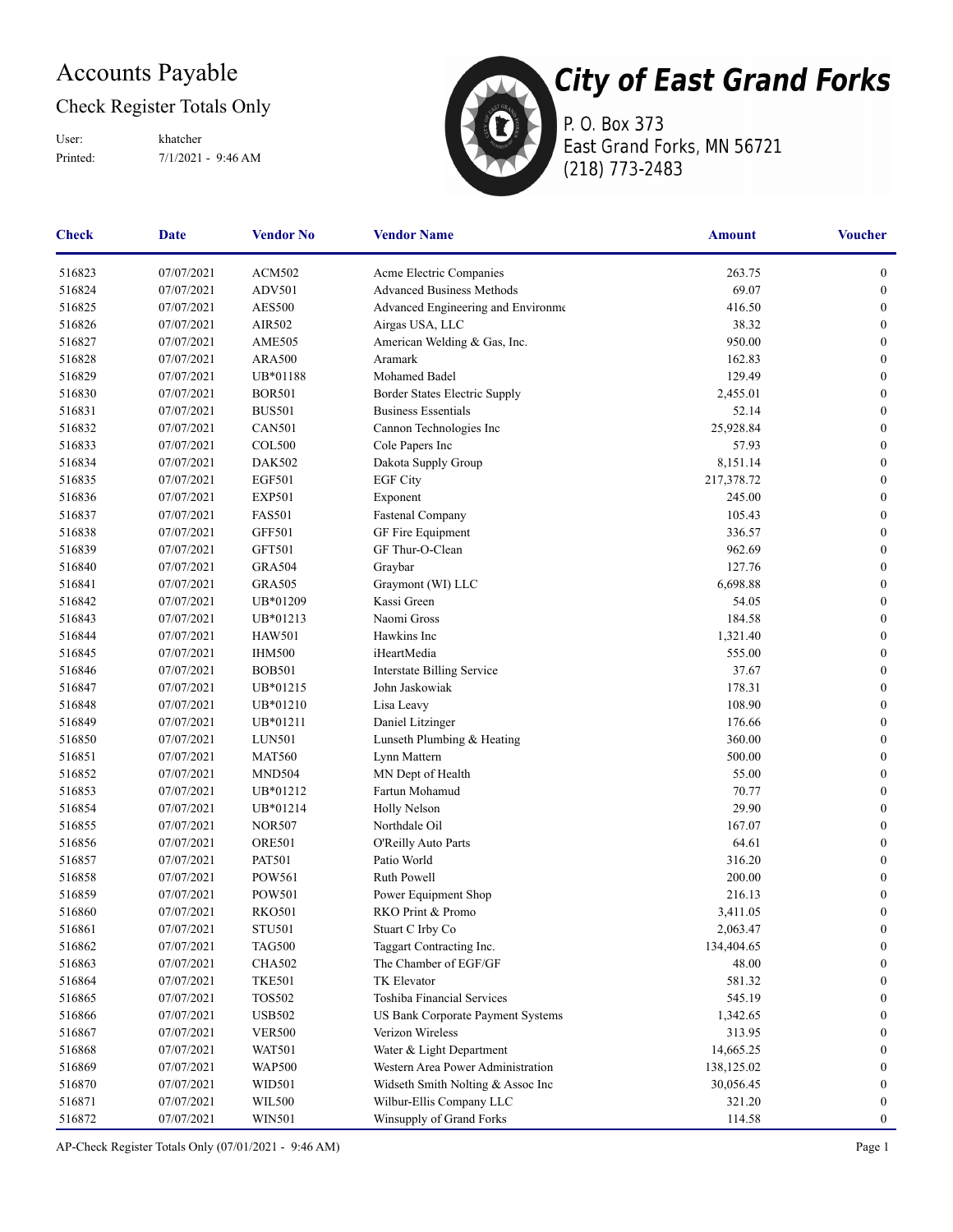# Accounts Payable

## Check Register Totals Only

User: khatcher
Printed: 7/1/2021 - 9:46 AM

**City of East Grand Forks**
P. O. Box 373
East Grand Forks, MN 56721
(218) 773-2483

| Check | Date | Vendor No | Vendor Name | Amount | Voucher |
|---|---|---|---|---|---|
| 516823 | 07/07/2021 | ACM502 | Acme Electric Companies | 263.75 | 0 |
| 516824 | 07/07/2021 | ADV501 | Advanced Business Methods | 69.07 | 0 |
| 516825 | 07/07/2021 | AES500 | Advanced Engineering and Environme | 416.50 | 0 |
| 516826 | 07/07/2021 | AIR502 | Airgas USA, LLC | 38.32 | 0 |
| 516827 | 07/07/2021 | AME505 | American Welding & Gas, Inc. | 950.00 | 0 |
| 516828 | 07/07/2021 | ARA500 | Aramark | 162.83 | 0 |
| 516829 | 07/07/2021 | UB*01188 | Mohamed Badel | 129.49 | 0 |
| 516830 | 07/07/2021 | BOR501 | Border States Electric Supply | 2,455.01 | 0 |
| 516831 | 07/07/2021 | BUS501 | Business Essentials | 52.14 | 0 |
| 516832 | 07/07/2021 | CAN501 | Cannon Technologies Inc | 25,928.84 | 0 |
| 516833 | 07/07/2021 | COL500 | Cole Papers Inc | 57.93 | 0 |
| 516834 | 07/07/2021 | DAK502 | Dakota Supply Group | 8,151.14 | 0 |
| 516835 | 07/07/2021 | EGF501 | EGF City | 217,378.72 | 0 |
| 516836 | 07/07/2021 | EXP501 | Exponent | 245.00 | 0 |
| 516837 | 07/07/2021 | FAS501 | Fastenal Company | 105.43 | 0 |
| 516838 | 07/07/2021 | GFF501 | GF Fire Equipment | 336.57 | 0 |
| 516839 | 07/07/2021 | GFT501 | GF Thur-O-Clean | 962.69 | 0 |
| 516840 | 07/07/2021 | GRA504 | Graybar | 127.76 | 0 |
| 516841 | 07/07/2021 | GRA505 | Graymont (WI) LLC | 6,698.88 | 0 |
| 516842 | 07/07/2021 | UB*01209 | Kassi Green | 54.05 | 0 |
| 516843 | 07/07/2021 | UB*01213 | Naomi Gross | 184.58 | 0 |
| 516844 | 07/07/2021 | HAW501 | Hawkins Inc | 1,321.40 | 0 |
| 516845 | 07/07/2021 | IHM500 | iHeartMedia | 555.00 | 0 |
| 516846 | 07/07/2021 | BOB501 | Interstate Billing Service | 37.67 | 0 |
| 516847 | 07/07/2021 | UB*01215 | John Jaskowiak | 178.31 | 0 |
| 516848 | 07/07/2021 | UB*01210 | Lisa Leavy | 108.90 | 0 |
| 516849 | 07/07/2021 | UB*01211 | Daniel Litzinger | 176.66 | 0 |
| 516850 | 07/07/2021 | LUN501 | Lunseth Plumbing & Heating | 360.00 | 0 |
| 516851 | 07/07/2021 | MAT560 | Lynn Mattern | 500.00 | 0 |
| 516852 | 07/07/2021 | MND504 | MN Dept of Health | 55.00 | 0 |
| 516853 | 07/07/2021 | UB*01212 | Fartun Mohamud | 70.77 | 0 |
| 516854 | 07/07/2021 | UB*01214 | Holly Nelson | 29.90 | 0 |
| 516855 | 07/07/2021 | NOR507 | Northdale Oil | 167.07 | 0 |
| 516856 | 07/07/2021 | ORE501 | O'Reilly Auto Parts | 64.61 | 0 |
| 516857 | 07/07/2021 | PAT501 | Patio World | 316.20 | 0 |
| 516858 | 07/07/2021 | POW561 | Ruth Powell | 200.00 | 0 |
| 516859 | 07/07/2021 | POW501 | Power Equipment Shop | 216.13 | 0 |
| 516860 | 07/07/2021 | RKO501 | RKO Print & Promo | 3,411.05 | 0 |
| 516861 | 07/07/2021 | STU501 | Stuart C Irby Co | 2,063.47 | 0 |
| 516862 | 07/07/2021 | TAG500 | Taggart Contracting Inc. | 134,404.65 | 0 |
| 516863 | 07/07/2021 | CHA502 | The Chamber of EGF/GF | 48.00 | 0 |
| 516864 | 07/07/2021 | TKE501 | TK Elevator | 581.32 | 0 |
| 516865 | 07/07/2021 | TOS502 | Toshiba Financial Services | 545.19 | 0 |
| 516866 | 07/07/2021 | USB502 | US Bank Corporate Payment Systems | 1,342.65 | 0 |
| 516867 | 07/07/2021 | VER500 | Verizon Wireless | 313.95 | 0 |
| 516868 | 07/07/2021 | WAT501 | Water & Light Department | 14,665.25 | 0 |
| 516869 | 07/07/2021 | WAP500 | Western Area Power Administration | 138,125.02 | 0 |
| 516870 | 07/07/2021 | WID501 | Widseth Smith Nolting & Assoc Inc | 30,056.45 | 0 |
| 516871 | 07/07/2021 | WIL500 | Wilbur-Ellis Company LLC | 321.20 | 0 |
| 516872 | 07/07/2021 | WIN501 | Winsupply of Grand Forks | 114.58 | 0 |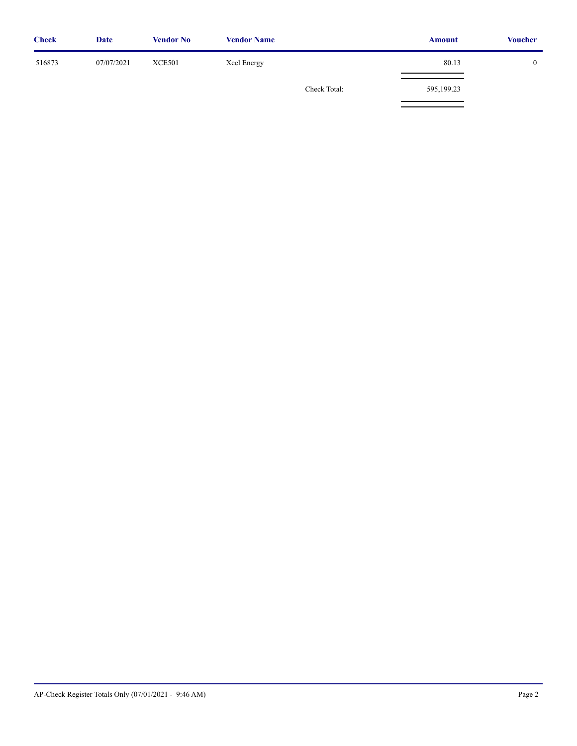| Check | Date | Vendor No | Vendor Name | Amount | Voucher |
| --- | --- | --- | --- | --- | --- |
| 516873 | 07/07/2021 | XCE501 | Xcel Energy | 80.13 | 0 |
| | | | Check Total: | 595,199.23 | |

AP-Check Register Totals Only (07/01/2021 - 9:46 AM)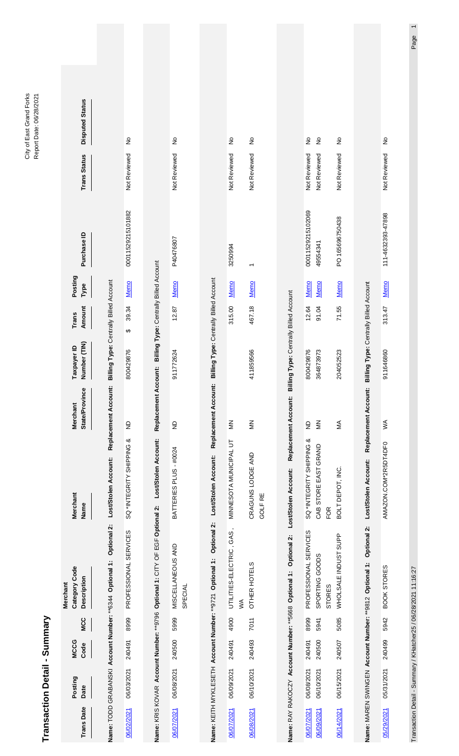# Transaction Detail - Summary

City of East Grand Forks
Report Date: 06/28/2021

| Trans Date | Posting Date | MCCG Code | MCC | Merchant Category Code Description | Merchant Name | Merchant State/Province | Taxpayer ID Number (TIN) | Trans Amount | Posting Type | Purchase ID | Trans Status | Disputed Status |
|---|---|---|---|---|---|---|---|---|---|---|---|---|
| **Name:** TODD GRABANSKI **Account Number:** **6344 **Optional 1:** **Optional 2:** **Lost/Stolen Account:** **Replacement Account:** **Billing Type:** Centrally Billed Account | | | | | | | | | | | | |
| 06/02/2021 | 06/03/2021 | 240491 | 8999 | PROFESSIONAL SERVICES | SQ *INTEGRITY SHIPPING & | ND | 800429876 | $ 39.34 | Memo | 0001152921510188​2 | Not Reviewed | No |
| **Name:** KRIS KOVAR **Account Number:** **9796 **Optional 1:** CITY OF EGF **Optional 2:** **Lost/Stolen Account:** **Replacement Account:** **Billing Type:** Centrally Billed Account | | | | | | | | | | | | |
| 06/07/2021 | 06/08/2021 | 240500 | 5999 | MISCELLANEOUS AND SPECIAL | BATTERIES PLUS - #0024 | ND | 911772624 | 12.87 | Memo | P40476807 | Not Reviewed | No |
| **Name:** KEITH MYKLESETH **Account Number:** **9721 **Optional 1:** **Optional 2:** **Lost/Stolen Account:** **Replacement Account:** **Billing Type:** Centrally Billed Account | | | | | | | | | | | | |
| 06/07/2021 | 06/09/2021 | 240491 | 4900 | UTILITIES-ELECTRIC, GAS, WA | MINNESOTA MUNICIPAL UT | MN | | 315.00 | Memo | 3250994 | Not Reviewed | No |
| 06/08/2021 | 06/10/2021 | 240493 | 7011 | OTHER HOTELS | CRAGUNS LODGE AND GOLF RE | MN | 411859566 | 467.18 | Memo | 1 | Not Reviewed | No |
| **Name:** RAY RAKOCZY **Account Number:** **5668 **Optional 1:** **Optional 2:** **Lost/Stolen Account:** **Replacement Account:** **Billing Type:** Centrally Billed Account | | | | | | | | | | | | |
| 06/07/2021 | 06/08/2021 | 240491 | 8999 | PROFESSIONAL SERVICES | SQ *INTEGRITY SHIPPING & | ND | 800429876 | 12.64 | Memo | 0001152921510206​9 | Not Reviewed | No |
| 06/09/2021 | 06/10/2021 | 240500 | 5941 | SPORTING GOODS STORES | CAB STORE EAST GRAND FOR | MN | 364873973 | 91.04 | Memo | 49554341 | Not Reviewed | No |
| 06/14/2021 | 06/15/2021 | 240507 | 5085 | WHOLSALE INDUST SUPP | BOLT DEPOT, INC. | MA | 204052523 | 71.55 | Memo | PO 165696750438 | Not Reviewed | No |
| **Name:** MAREN SWINGEN **Account Number:** **9812 **Optional 1:** **Optional 2:** **Lost/Stolen Account:** **Replacement Account:** **Billing Type:** Centrally Billed Account | | | | | | | | | | | | |
| 05/29/2021 | 05/31/2021 | 240499 | 5942 | BOOK STORES | AMAZON.COM*2R5DT4DF0 | WA | 911646860 | 313.47 | Memo | 111-4632393-47898 | Not Reviewed | No |

Transaction Detail - Summary / KHatcher25 / 06/28/2021 11:16:27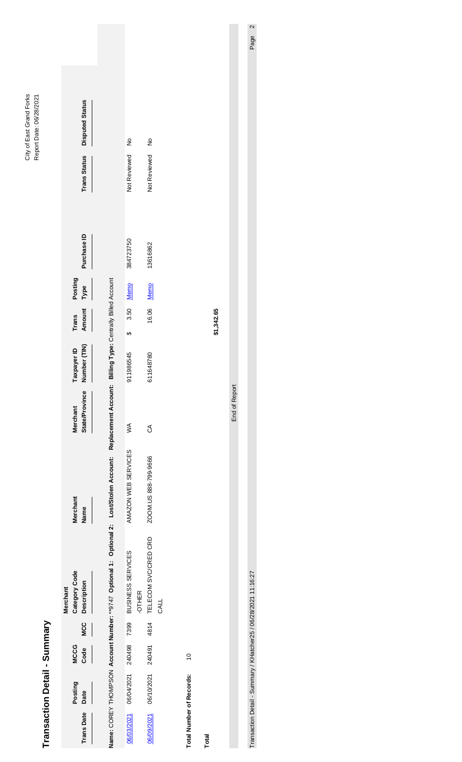# Transaction Detail - Summary

City of East Grand Forks
Report Date: 06/28/2021

| Trans Date | Posting Date | MCCG Code | MCC | Merchant Category Code Description | Merchant Name | Merchant State/Province | Taxpayer ID Number (TIN) | Trans Amount | Posting Type | Purchase ID | Trans Status | Disputed Status |
|---|---|---|---|---|---|---|---|---|---|---|---|---|
| **Name:** COREY THOMPSON **Account Number:** **9747 **Optional 1:** **Optional 2:** **Lost/Stolen Account:** **Replacement Account:** **Billing Type:** Centrally Billed Account | | | | | | | | | | | | |
| 06/03/2021 | 06/04/2021 | 240498 | 7399 | BUSINESS SERVICES -OTHER | AMAZON WEB SERVICES | WA | 911986545 | $ 3.50 | Memo | 384723750 | Not Reviewed | No |
| 06/09/2021 | 06/10/2021 | 240491 | 4814 | TELECOM SVC/CRED CRD CALL | ZOOM.US 888-799-9666 | CA | 611648780 | 16.06 | Memo | 13616862 | Not Reviewed | No |

**Total Number of Records:** 10

**Total** **$1,342.65**

End of Report

Transaction Detail - Summary / KHatcher25 / 06/28/2021 11:16:27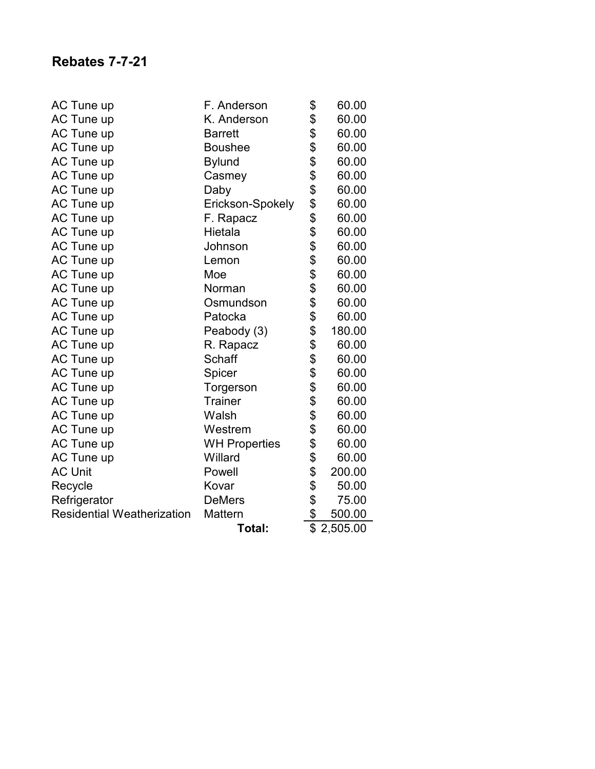## Rebates 7-7-21

| | | |
|---|---|---|
| AC Tune up | F. Anderson | $ 60.00 |
| AC Tune up | K. Anderson | $ 60.00 |
| AC Tune up | Barrett | $ 60.00 |
| AC Tune up | Boushee | $ 60.00 |
| AC Tune up | Bylund | $ 60.00 |
| AC Tune up | Casmey | $ 60.00 |
| AC Tune up | Daby | $ 60.00 |
| AC Tune up | Erickson-Spokely | $ 60.00 |
| AC Tune up | F. Rapacz | $ 60.00 |
| AC Tune up | Hietala | $ 60.00 |
| AC Tune up | Johnson | $ 60.00 |
| AC Tune up | Lemon | $ 60.00 |
| AC Tune up | Moe | $ 60.00 |
| AC Tune up | Norman | $ 60.00 |
| AC Tune up | Osmundson | $ 60.00 |
| AC Tune up | Patocka | $ 60.00 |
| AC Tune up | Peabody (3) | $ 180.00 |
| AC Tune up | R. Rapacz | $ 60.00 |
| AC Tune up | Schaff | $ 60.00 |
| AC Tune up | Spicer | $ 60.00 |
| AC Tune up | Torgerson | $ 60.00 |
| AC Tune up | Trainer | $ 60.00 |
| AC Tune up | Walsh | $ 60.00 |
| AC Tune up | Westrem | $ 60.00 |
| AC Tune up | WH Properties | $ 60.00 |
| AC Tune up | Willard | $ 60.00 |
| AC Unit | Powell | $ 200.00 |
| Recycle | Kovar | $ 50.00 |
| Refrigerator | DeMers | $ 75.00 |
| Residential Weatherization | Mattern | $ 500.00 |
| | **Total:** | $ 2,505.00 |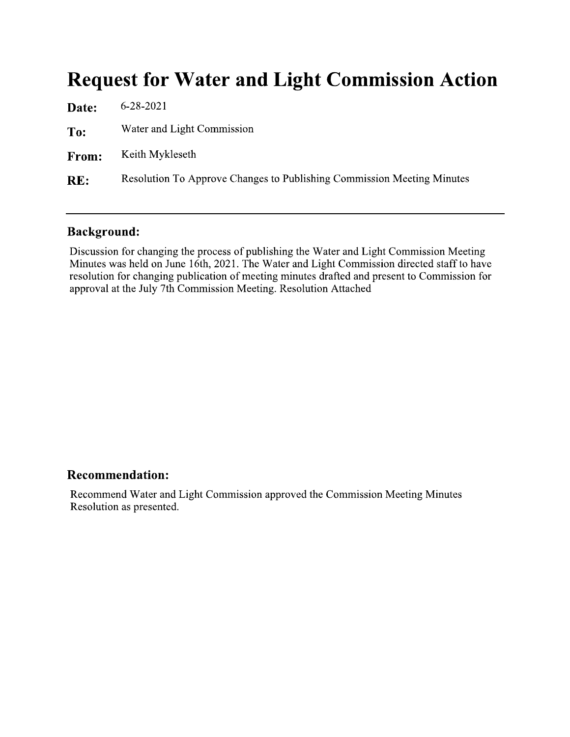# Request for Water and Light Commission Action

**Date:** 6-28-2021

**To:** Water and Light Commission

**From:** Keith Mykleseth

**RE:** Resolution To Approve Changes to Publishing Commission Meeting Minutes

---

## Background:

Discussion for changing the process of publishing the Water and Light Commission Meeting Minutes was held on June 16th, 2021. The Water and Light Commission directed staff to have resolution for changing publication of meeting minutes drafted and present to Commission for approval at the July 7th Commission Meeting. Resolution Attached

## Recommendation:

Recommend Water and Light Commission approved the Commission Meeting Minutes Resolution as presented.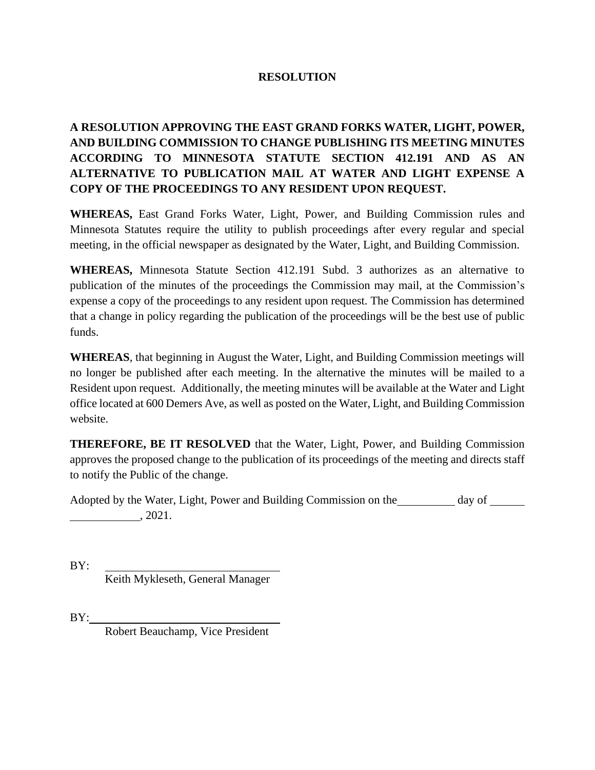# RESOLUTION

**A RESOLUTION APPROVING THE EAST GRAND FORKS WATER, LIGHT, POWER, AND BUILDING COMMISSION TO CHANGE PUBLISHING ITS MEETING MINUTES ACCORDING TO MINNESOTA STATUTE SECTION 412.191 AND AS AN ALTERNATIVE TO PUBLICATION MAIL AT WATER AND LIGHT EXPENSE A COPY OF THE PROCEEDINGS TO ANY RESIDENT UPON REQUEST.**

**WHEREAS,** East Grand Forks Water, Light, Power, and Building Commission rules and Minnesota Statutes require the utility to publish proceedings after every regular and special meeting, in the official newspaper as designated by the Water, Light, and Building Commission.

**WHEREAS,** Minnesota Statute Section 412.191 Subd. 3 authorizes as an alternative to publication of the minutes of the proceedings the Commission may mail, at the Commission's expense a copy of the proceedings to any resident upon request. The Commission has determined that a change in policy regarding the publication of the proceedings will be the best use of public funds.

**WHEREAS**, that beginning in August the Water, Light, and Building Commission meetings will no longer be published after each meeting. In the alternative the minutes will be mailed to a Resident upon request. Additionally, the meeting minutes will be available at the Water and Light office located at 600 Demers Ave, as well as posted on the Water, Light, and Building Commission website.

**THEREFORE, BE IT RESOLVED** that the Water, Light, Power, and Building Commission approves the proposed change to the publication of its proceedings of the meeting and directs staff to notify the Public of the change.

Adopted by the Water, Light, Power and Building Commission on the __________ day of ____________________, 2021.

BY: ______________________________
Keith Mykleseth, General Manager

BY: ______________________________
Robert Beauchamp, Vice President